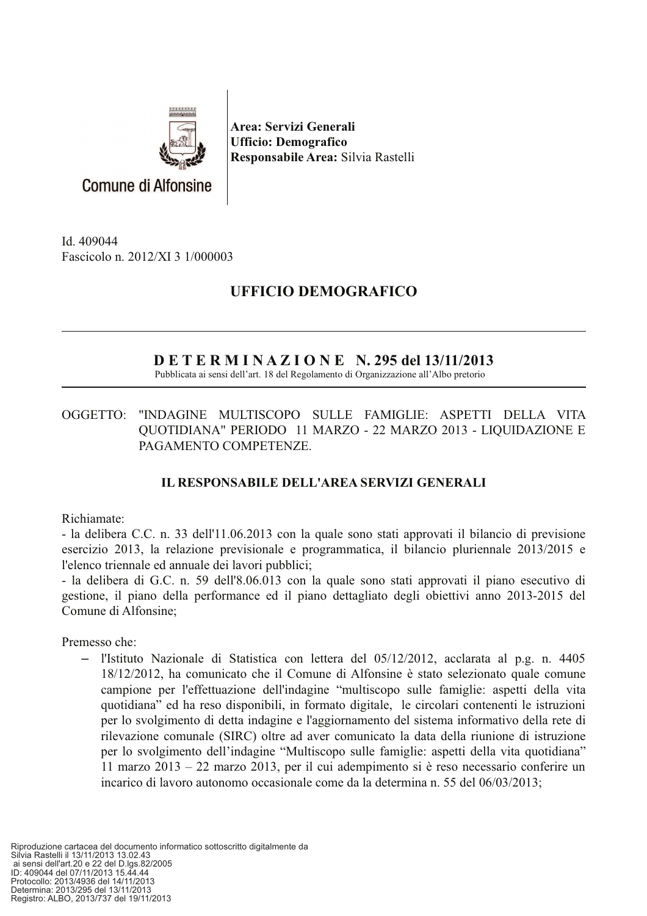Comune di Alfonsine

**Area: Servizi Generali**
**Ufficio: Demografico**
**Responsabile Area:** Silvia Rastelli

Id. 409044
Fascicolo n. 2012/XI 3 1/000003

## UFFICIO DEMOGRAFICO

## D E T E R M I N A Z I O N E N. 295 del 13/11/2013

Pubblicata ai sensi dell'art. 18 del Regolamento di Organizzazione all'Albo pretorio

OGGETTO: "INDAGINE MULTISCOPO SULLE FAMIGLIE: ASPETTI DELLA VITA QUOTIDIANA" PERIODO 11 MARZO - 22 MARZO 2013 - LIQUIDAZIONE E PAGAMENTO COMPETENZE.

### IL RESPONSABILE DELL'AREA SERVIZI GENERALI

Richiamate:
- la delibera C.C. n. 33 dell'11.06.2013 con la quale sono stati approvati il bilancio di previsione esercizio 2013, la relazione previsionale e programmatica, il bilancio pluriennale 2013/2015 e l'elenco triennale ed annuale dei lavori pubblici;
- la delibera di G.C. n. 59 dell'8.06.013 con la quale sono stati approvati il piano esecutivo di gestione, il piano della performance ed il piano dettagliato degli obiettivi anno 2013-2015 del Comune di Alfonsine;

Premesso che:

- l'Istituto Nazionale di Statistica con lettera del 05/12/2012, acclarata al p.g. n. 4405 18/12/2012, ha comunicato che il Comune di Alfonsine è stato selezionato quale comune campione per l'effettuazione dell'indagine "multiscopo sulle famiglie: aspetti della vita quotidiana" ed ha reso disponibili, in formato digitale, le circolari contenenti le istruzioni per lo svolgimento di detta indagine e l'aggiornamento del sistema informativo della rete di rilevazione comunale (SIRC) oltre ad aver comunicato la data della riunione di istruzione per lo svolgimento dell'indagine "Multiscopo sulle famiglie: aspetti della vita quotidiana" 11 marzo 2013 – 22 marzo 2013, per il cui adempimento si è reso necessario conferire un incarico di lavoro autonomo occasionale come da la determina n. 55 del 06/03/2013;

Riproduzione cartacea del documento informatico sottoscritto digitalmente da
Silvia Rastelli il 13/11/2013 13.02.43
ai sensi dell'art.20 e 22 del D.lgs.82/2005
ID: 409044 del 07/11/2013 15.44.44
Protocollo: 2013/4936 del 14/11/2013
Determina: 2013/295 del 13/11/2013
Registro: ALBO, 2013/737 del 19/11/2013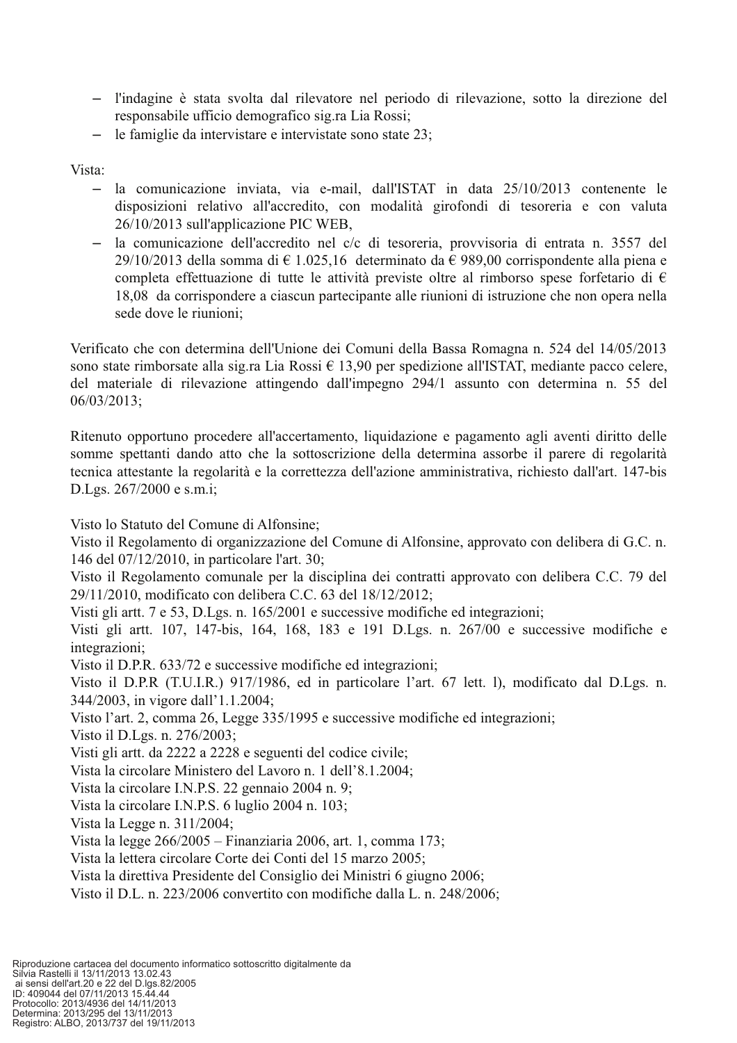- l'indagine è stata svolta dal rilevatore nel periodo di rilevazione, sotto la direzione del responsabile ufficio demografico sig.ra Lia Rossi;
- le famiglie da intervistare e intervistate sono state 23;

Vista:

- la comunicazione inviata, via e-mail, dall'ISTAT in data 25/10/2013 contenente le disposizioni relativo all'accredito, con modalità girofondi di tesoreria e con valuta 26/10/2013 sull'applicazione PIC WEB,
- la comunicazione dell'accredito nel c/c di tesoreria, provvisoria di entrata n. 3557 del 29/10/2013 della somma di € 1.025,16 determinato da € 989,00 corrispondente alla piena e completa effettuazione di tutte le attività previste oltre al rimborso spese forfetario di € 18,08 da corrispondere a ciascun partecipante alle riunioni di istruzione che non opera nella sede dove le riunioni;

Verificato che con determina dell'Unione dei Comuni della Bassa Romagna n. 524 del 14/05/2013 sono state rimborsate alla sig.ra Lia Rossi € 13,90 per spedizione all'ISTAT, mediante pacco celere, del materiale di rilevazione attingendo dall'impegno 294/1 assunto con determina n. 55 del 06/03/2013;

Ritenuto opportuno procedere all'accertamento, liquidazione e pagamento agli aventi diritto delle somme spettanti dando atto che la sottoscrizione della determina assorbe il parere di regolarità tecnica attestante la regolarità e la correttezza dell'azione amministrativa, richiesto dall'art. 147-bis D.Lgs. 267/2000 e s.m.i;

Visto lo Statuto del Comune di Alfonsine;
Visto il Regolamento di organizzazione del Comune di Alfonsine, approvato con delibera di G.C. n. 146 del 07/12/2010, in particolare l'art. 30;
Visto il Regolamento comunale per la disciplina dei contratti approvato con delibera C.C. 79 del 29/11/2010, modificato con delibera C.C. 63 del 18/12/2012;
Visti gli artt. 7 e 53, D.Lgs. n. 165/2001 e successive modifiche ed integrazioni;
Visti gli artt. 107, 147-bis, 164, 168, 183 e 191 D.Lgs. n. 267/00 e successive modifiche e integrazioni;
Visto il D.P.R. 633/72 e successive modifiche ed integrazioni;
Visto il D.P.R (T.U.I.R.) 917/1986, ed in particolare l'art. 67 lett. l), modificato dal D.Lgs. n. 344/2003, in vigore dall'1.1.2004;
Visto l'art. 2, comma 26, Legge 335/1995 e successive modifiche ed integrazioni;
Visto il D.Lgs. n. 276/2003;
Visti gli artt. da 2222 a 2228 e seguenti del codice civile;
Vista la circolare Ministero del Lavoro n. 1 dell'8.1.2004;
Vista la circolare I.N.P.S. 22 gennaio 2004 n. 9;
Vista la circolare I.N.P.S. 6 luglio 2004 n. 103;
Vista la Legge n. 311/2004;
Vista la legge 266/2005 – Finanziaria 2006, art. 1, comma 173;
Vista la lettera circolare Corte dei Conti del 15 marzo 2005;
Vista la direttiva Presidente del Consiglio dei Ministri 6 giugno 2006;
Visto il D.L. n. 223/2006 convertito con modifiche dalla L. n. 248/2006;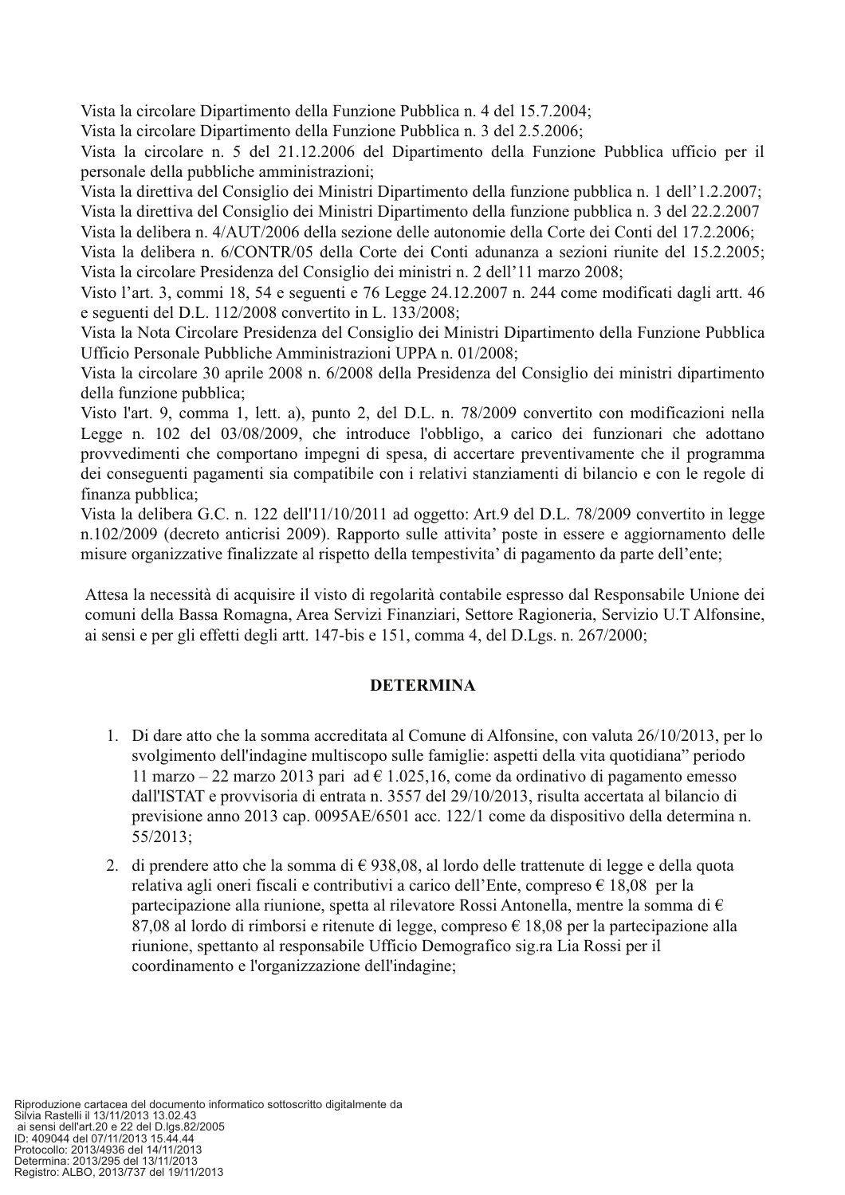Vista la circolare Dipartimento della Funzione Pubblica n. 4 del 15.7.2004;
Vista la circolare Dipartimento della Funzione Pubblica n. 3 del 2.5.2006;
Vista la circolare n. 5 del 21.12.2006 del Dipartimento della Funzione Pubblica ufficio per il personale della pubbliche amministrazioni;
Vista la direttiva del Consiglio dei Ministri Dipartimento della funzione pubblica n. 1 dell'1.2.2007;
Vista la direttiva del Consiglio dei Ministri Dipartimento della funzione pubblica n. 3 del 22.2.2007
Vista la delibera n. 4/AUT/2006 della sezione delle autonomie della Corte dei Conti del 17.2.2006;
Vista la delibera n. 6/CONTR/05 della Corte dei Conti adunanza a sezioni riunite del 15.2.2005;
Vista la circolare Presidenza del Consiglio dei ministri n. 2 dell'11 marzo 2008;
Visto l'art. 3, commi 18, 54 e seguenti e 76 Legge 24.12.2007 n. 244 come modificati dagli artt. 46 e seguenti del D.L. 112/2008 convertito in L. 133/2008;
Vista la Nota Circolare Presidenza del Consiglio dei Ministri Dipartimento della Funzione Pubblica Ufficio Personale Pubbliche Amministrazioni UPPA n. 01/2008;
Vista la circolare 30 aprile 2008 n. 6/2008 della Presidenza del Consiglio dei ministri dipartimento della funzione pubblica;
Visto l'art. 9, comma 1, lett. a), punto 2, del D.L. n. 78/2009 convertito con modificazioni nella Legge n. 102 del 03/08/2009, che introduce l'obbligo, a carico dei funzionari che adottano provvedimenti che comportano impegni di spesa, di accertare preventivamente che il programma dei conseguenti pagamenti sia compatibile con i relativi stanziamenti di bilancio e con le regole di finanza pubblica;
Vista la delibera G.C. n. 122 dell'11/10/2011 ad oggetto: Art.9 del D.L. 78/2009 convertito in legge n.102/2009 (decreto anticrisi 2009). Rapporto sulle attivita' poste in essere e aggiornamento delle misure organizzative finalizzate al rispetto della tempestivita' di pagamento da parte dell'ente;

Attesa la necessità di acquisire il visto di regolarità contabile espresso dal Responsabile Unione dei comuni della Bassa Romagna, Area Servizi Finanziari, Settore Ragioneria, Servizio U.T Alfonsine, ai sensi e per gli effetti degli artt. 147-bis e 151, comma 4, del D.Lgs. n. 267/2000;

**DETERMINA**

1. Di dare atto che la somma accreditata al Comune di Alfonsine, con valuta 26/10/2013, per lo svolgimento dell'indagine multiscopo sulle famiglie: aspetti della vita quotidiana" periodo 11 marzo – 22 marzo 2013 pari ad € 1.025,16, come da ordinativo di pagamento emesso dall'ISTAT e provvisoria di entrata n. 3557 del 29/10/2013, risulta accertata al bilancio di previsione anno 2013 cap. 0095AE/6501 acc. 122/1 come da dispositivo della determina n. 55/2013;
2. di prendere atto che la somma di € 938,08, al lordo delle trattenute di legge e della quota relativa agli oneri fiscali e contributivi a carico dell'Ente, compreso € 18,08 per la partecipazione alla riunione, spetta al rilevatore Rossi Antonella, mentre la somma di € 87,08 al lordo di rimborsi e ritenute di legge, compreso € 18,08 per la partecipazione alla riunione, spettanto al responsabile Ufficio Demografico sig.ra Lia Rossi per il coordinamento e l'organizzazione dell'indagine;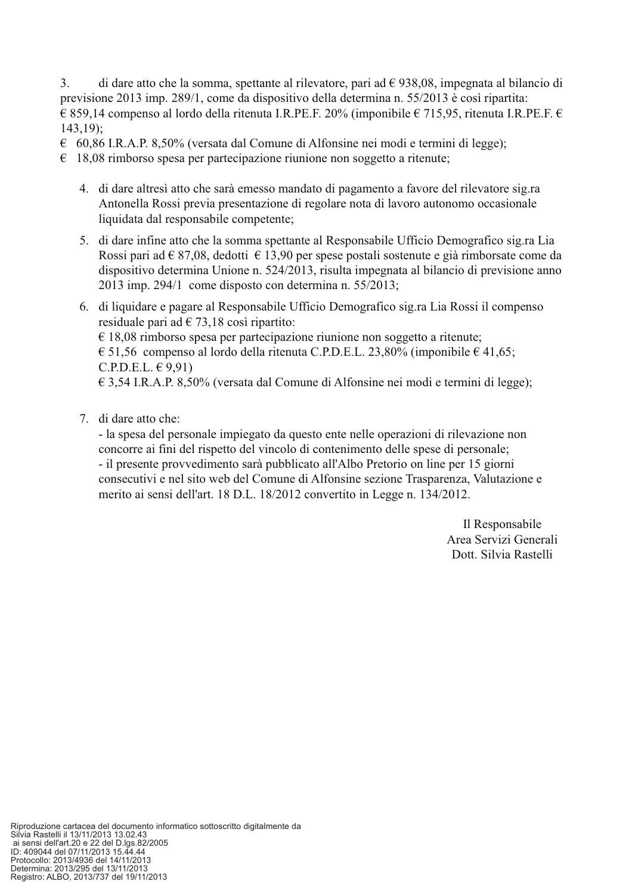3. di dare atto che la somma, spettante al rilevatore, pari ad € 938,08, impegnata al bilancio di previsione 2013 imp. 289/1, come da dispositivo della determina n. 55/2013 è così ripartita:
€ 859,14 compenso al lordo della ritenuta I.R.PE.F. 20% (imponibile € 715,95, ritenuta I.R.PE.F. € 143,19);
€ 60,86 I.R.A.P. 8,50% (versata dal Comune di Alfonsine nei modi e termini di legge);
€ 18,08 rimborso spesa per partecipazione riunione non soggetto a ritenute;

4. di dare altresì atto che sarà emesso mandato di pagamento a favore del rilevatore sig.ra Antonella Rossi previa presentazione di regolare nota di lavoro autonomo occasionale liquidata dal responsabile competente;

5. di dare infine atto che la somma spettante al Responsabile Ufficio Demografico sig.ra Lia Rossi pari ad € 87,08, dedotti € 13,90 per spese postali sostenute e già rimborsate come da dispositivo determina Unione n. 524/2013, risulta impegnata al bilancio di previsione anno 2013 imp. 294/1 come disposto con determina n. 55/2013;

6. di liquidare e pagare al Responsabile Ufficio Demografico sig.ra Lia Rossi il compenso residuale pari ad € 73,18 così ripartito:
€ 18,08 rimborso spesa per partecipazione riunione non soggetto a ritenute;
€ 51,56 compenso al lordo della ritenuta C.P.D.E.L. 23,80% (imponibile € 41,65; C.P.D.E.L. € 9,91)
€ 3,54 I.R.A.P. 8,50% (versata dal Comune di Alfonsine nei modi e termini di legge);

7. di dare atto che:
- la spesa del personale impiegato da questo ente nelle operazioni di rilevazione non concorre ai fini del rispetto del vincolo di contenimento delle spese di personale;
- il presente provvedimento sarà pubblicato all'Albo Pretorio on line per 15 giorni consecutivi e nel sito web del Comune di Alfonsine sezione Trasparenza, Valutazione e merito ai sensi dell'art. 18 D.L. 18/2012 convertito in Legge n. 134/2012.

Il Responsabile
Area Servizi Generali
Dott. Silvia Rastelli

Riproduzione cartacea del documento informatico sottoscritto digitalmente da
Silvia Rastelli il 13/11/2013 13.02.43
ai sensi dell'art.20 e 22 del D.lgs.82/2005
ID: 409044 del 07/11/2013 15.44.44
Protocollo: 2013/4936 del 14/11/2013
Determina: 2013/295 del 13/11/2013
Registro: ALBO, 2013/737 del 19/11/2013